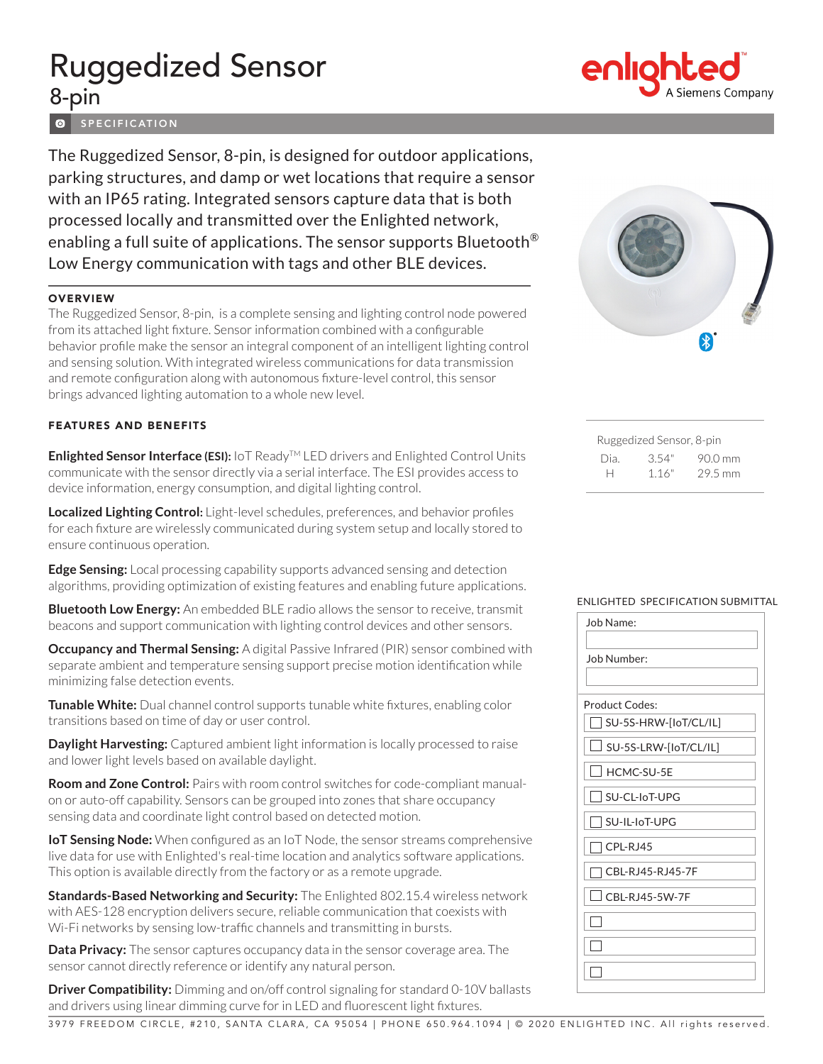# Ruggedized Sensor

## 8-pin

enlighted™ A Siemens Company

SPECIFICATION

The Ruggedized Sensor, 8-pin, is designed for outdoor applications, parking structures, and damp or wet locations that require a sensor with an IP65 rating. Integrated sensors capture data that is both processed locally and transmitted over the Enlighted network, enabling a full suite of applications. The sensor supports Bluetooth® Low Energy communication with tags and other BLE devices.

### OVERVIEW

The Ruggedized Sensor, 8-pin, is a complete sensing and lighting control node powered from its attached light fixture. Sensor information combined with a configurable behavior profile make the sensor an integral component of an intelligent lighting control and sensing solution. With integrated wireless communications for data transmission and remote configuration along with autonomous fixture-level control, this sensor brings advanced lighting automation to a whole new level.

### FEATURES AND BENEFITS

**Enlighted Sensor Interface (ESI):** IoT Ready™ LED drivers and Enlighted Control Units communicate with the sensor directly via a serial interface. The ESI provides access to device information, energy consumption, and digital lighting control.

**Localized Lighting Control:** Light-level schedules, preferences, and behavior profiles for each fixture are wirelessly communicated during system setup and locally stored to ensure continuous operation.

**Edge Sensing:** Local processing capability supports advanced sensing and detection algorithms, providing optimization of existing features and enabling future applications.

**Bluetooth Low Energy:** An embedded BLE radio allows the sensor to receive, transmit beacons and support communication with lighting control devices and other sensors.

**Occupancy and Thermal Sensing:** A digital Passive Infrared (PIR) sensor combined with separate ambient and temperature sensing support precise motion identification while minimizing false detection events.

**Tunable White:** Dual channel control supports tunable white fixtures, enabling color transitions based on time of day or user control.

**Daylight Harvesting:** Captured ambient light information is locally processed to raise and lower light levels based on available daylight.

**Room and Zone Control:** Pairs with room control switches for code-compliant manual-on or auto-off capability. Sensors can be grouped into zones that share occupancy sensing data and coordinate light control based on detected motion.

**IoT Sensing Node:** When configured as an IoT Node, the sensor streams comprehensive live data for use with Enlighted's real-time location and analytics software applications. This option is available directly from the factory or as a remote upgrade.

**Standards-Based Networking and Security:** The Enlighted 802.15.4 wireless network with AES-128 encryption delivers secure, reliable communication that coexists with Wi-Fi networks by sensing low-traffic channels and transmitting in bursts.

**Data Privacy:** The sensor captures occupancy data in the sensor coverage area. The sensor cannot directly reference or identify any natural person.

**Driver Compatibility:** Dimming and on/off control signaling for standard 0-10V ballasts and drivers using linear dimming curve for in LED and fluorescent light fixtures.

| Ruggedized Sensor, 8-pin | | |
|---|---|---|
| Dia. | 3.54" | 90.0 mm |
| H | 1.16" | 29.5 mm |

### ENLIGHTED SPECIFICATION SUBMITTAL

Job Name:

Job Number:

Product Codes:

- ☐ SU-5S-HRW-[IoT/CL/IL]
- ☐ SU-5S-LRW-[IoT/CL/IL]
- ☐ HCMC-SU-5E
- ☐ SU-CL-IoT-UPG
- ☐ SU-IL-IoT-UPG
- ☐ CPL-RJ45
- ☐ CBL-RJ45-RJ45-7F
- ☐ CBL-RJ45-5W-7F
- ☐
- ☐
- ☐

3979 FREEDOM CIRCLE, #210, SANTA CLARA, CA 95054 | PHONE 650.964.1094 | © 2020 ENLIGHTED INC. All rights reserved.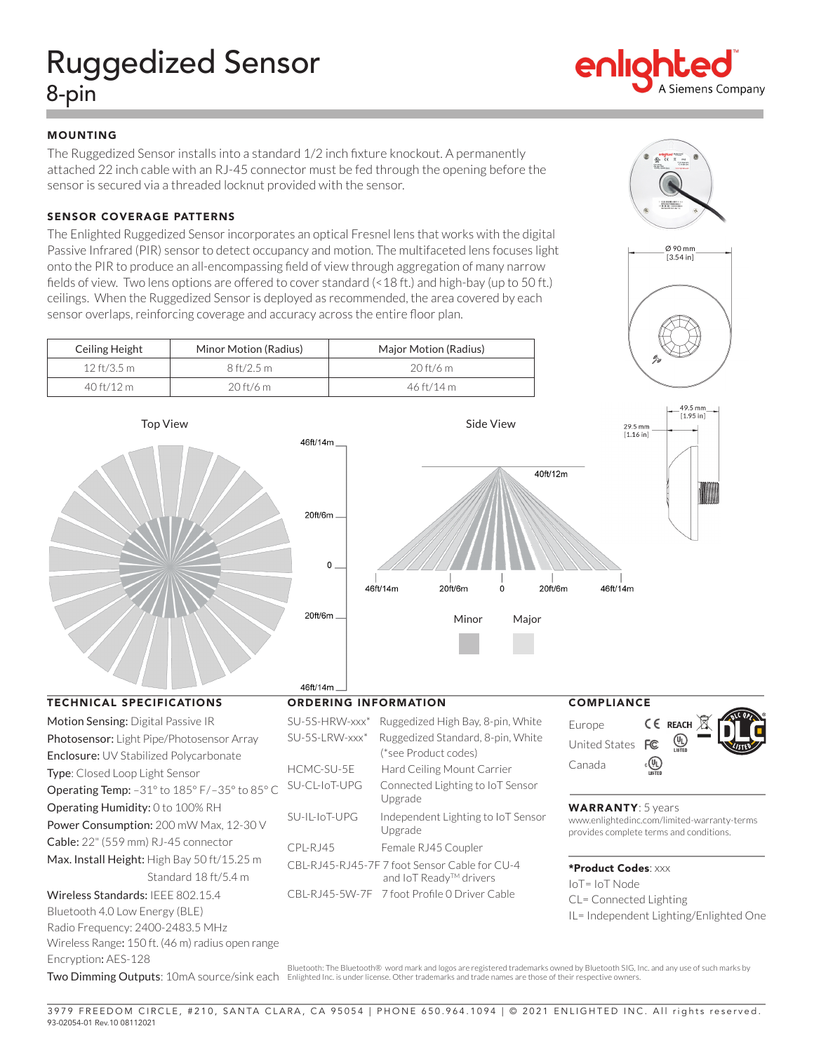# Ruggedized Sensor
## 8-pin

enlighted
A Siemens Company

### MOUNTING

The Ruggedized Sensor installs into a standard 1/2 inch fixture knockout. A permanently attached 22 inch cable with an RJ-45 connector must be fed through the opening before the sensor is secured via a threaded locknut provided with the sensor.

### SENSOR COVERAGE PATTERNS

The Enlighted Ruggedized Sensor incorporates an optical Fresnel lens that works with the digital Passive Infrared (PIR) sensor to detect occupancy and motion. The multifaceted lens focuses light onto the PIR to produce an all-encompassing field of view through aggregation of many narrow fields of view. Two lens options are offered to cover standard (<18 ft.) and high-bay (up to 50 ft.) ceilings. When the Ruggedized Sensor is deployed as recommended, the area covered by each sensor overlaps, reinforcing coverage and accuracy across the entire floor plan.

| Ceiling Height | Minor Motion (Radius) | Major Motion (Radius) |
|---|---|---|
| 12 ft/3.5 m | 8 ft/2.5 m | 20 ft/6 m |
| 40 ft/12 m | 20 ft/6 m | 46 ft/14 m |

Ø 90 mm
[3.54 in]

49.5 mm
[1.95 in]

29.5 mm
[1.16 in]

Top View

46ft/14m
20ft/6m
0
20ft/6m
46ft/14m

Side View

40ft/12m

46ft/14m 20ft/6m 0 20ft/6m 46ft/14m

Minor Major

### TECHNICAL SPECIFICATIONS

**Motion Sensing:** Digital Passive IR
**Photosensor:** Light Pipe/Photosensor Array
**Enclosure:** UV Stabilized Polycarbonate
**Type:** Closed Loop Light Sensor
**Operating Temp:** –31° to 185° F/–35° to 85° C
**Operating Humidity:** 0 to 100% RH
**Power Consumption:** 200 mW Max, 12-30 V
**Cable:** 22" (559 mm) RJ-45 connector
**Max. Install Height:** High Bay 50 ft/15.25 m
Standard 18 ft/5.4 m
**Wireless Standards:** IEEE 802.15.4
Bluetooth 4.0 Low Energy (BLE)
Radio Frequency: 2400-2483.5 MHz
Wireless Range: 150 ft. (46 m) radius open range
Encryption: AES-128
**Two Dimming Outputs**: 10mA source/sink each

### ORDERING INFORMATION

| | |
|---|---|
| SU-5S-HRW-xxx* | Ruggedized High Bay, 8-pin, White |
| SU-5S-LRW-xxx* | Ruggedized Standard, 8-pin, White (*see Product codes) |
| HCMC-SU-5E | Hard Ceiling Mount Carrier |
| SU-CL-IoT-UPG | Connected Lighting to IoT Sensor Upgrade |
| SU-IL-IoT-UPG | Independent Lighting to IoT Sensor Upgrade |
| CPL-RJ45 | Female RJ45 Coupler |
| CBL-RJ45-RJ45-7F | 7 foot Sensor Cable for CU-4 and IoT Ready™ drivers |
| CBL-RJ45-5W-7F | 7 foot Profile 0 Driver Cable |

Bluetooth: The Bluetooth® word mark and logos are registered trademarks owned by Bluetooth SIG, Inc. and any use of such marks by Enlighted Inc. is under license. Other trademarks and trade names are those of their respective owners.

### COMPLIANCE

Europe: CE, REACH
United States: FC, UL Listed
Canada: cUL Listed
DLC Qualified Listed

**WARRANTY**: 5 years
www.enlightedinc.com/limited-warranty-terms provides complete terms and conditions.

**\*Product Codes**: xxx
IoT= IoT Node
CL= Connected Lighting
IL= Independent Lighting/Enlighted One

3979 FREEDOM CIRCLE, #210, SANTA CLARA, CA 95054 | PHONE 650.964.1094 | © 2021 ENLIGHTED INC. All rights reserved.
93-02054-01 Rev.10 08112021